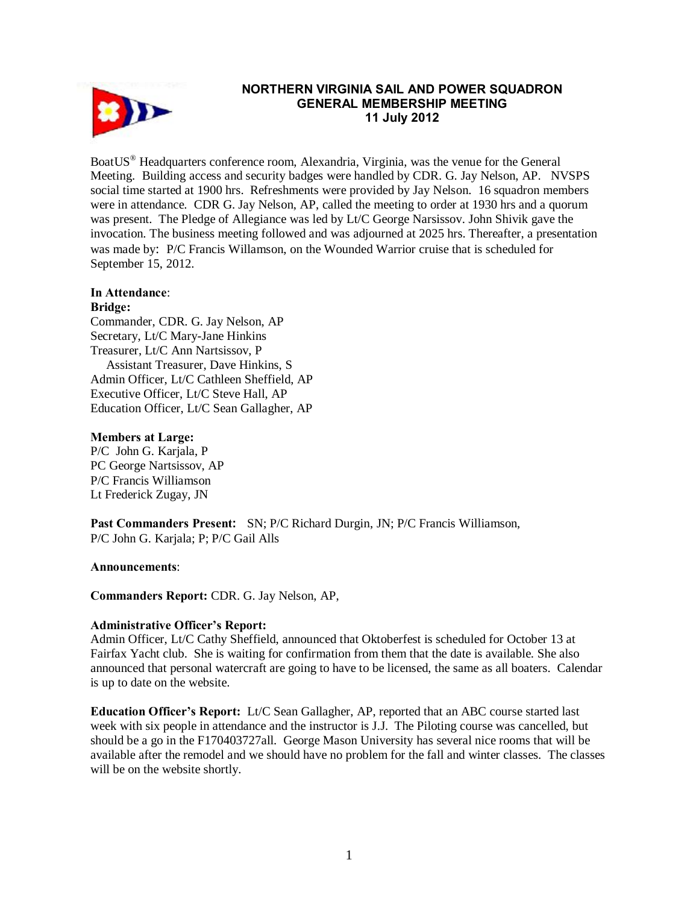# NORTHERN VIRGINIA SAIL AND POWER SQUADRON
## GENERAL MEMBERSHIP MEETING
## 11 July 2012

BoatUS® Headquarters conference room, Alexandria, Virginia, was the venue for the General Meeting. Building access and security badges were handled by CDR. G. Jay Nelson, AP. NVSPS social time started at 1900 hrs. Refreshments were provided by Jay Nelson. 16 squadron members were in attendance. CDR G. Jay Nelson, AP, called the meeting to order at 1930 hrs and a quorum was present. The Pledge of Allegiance was led by Lt/C George Narsissov. John Shivik gave the invocation. The business meeting followed and was adjourned at 2025 hrs. Thereafter, a presentation was made by: P/C Francis Willamson, on the Wounded Warrior cruise that is scheduled for September 15, 2012.

**In Attendance**:

**Bridge:**

Commander, CDR. G. Jay Nelson, AP
Secretary, Lt/C Mary-Jane Hinkins
Treasurer, Lt/C Ann Nartsissov, P
  Assistant Treasurer, Dave Hinkins, S
Admin Officer, Lt/C Cathleen Sheffield, AP
Executive Officer, Lt/C Steve Hall, AP
Education Officer, Lt/C Sean Gallagher, AP

**Members at Large:**

P/C John G. Karjala, P
PC George Nartsissov, AP
P/C Francis Williamson
Lt Frederick Zugay, JN

**Past Commanders Present:** SN; P/C Richard Durgin, JN; P/C Francis Williamson, P/C John G. Karjala; P; P/C Gail Alls

**Announcements**:

**Commanders Report:** CDR. G. Jay Nelson, AP,

**Administrative Officer's Report:**
Admin Officer, Lt/C Cathy Sheffield, announced that Oktoberfest is scheduled for October 13 at Fairfax Yacht club. She is waiting for confirmation from them that the date is available. She also announced that personal watercraft are going to have to be licensed, the same as all boaters. Calendar is up to date on the website.

**Education Officer's Report:** Lt/C Sean Gallagher, AP, reported that an ABC course started last week with six people in attendance and the instructor is J.J. The Piloting course was cancelled, but should be a go in the F170403727all. George Mason University has several nice rooms that will be available after the remodel and we should have no problem for the fall and winter classes. The classes will be on the website shortly.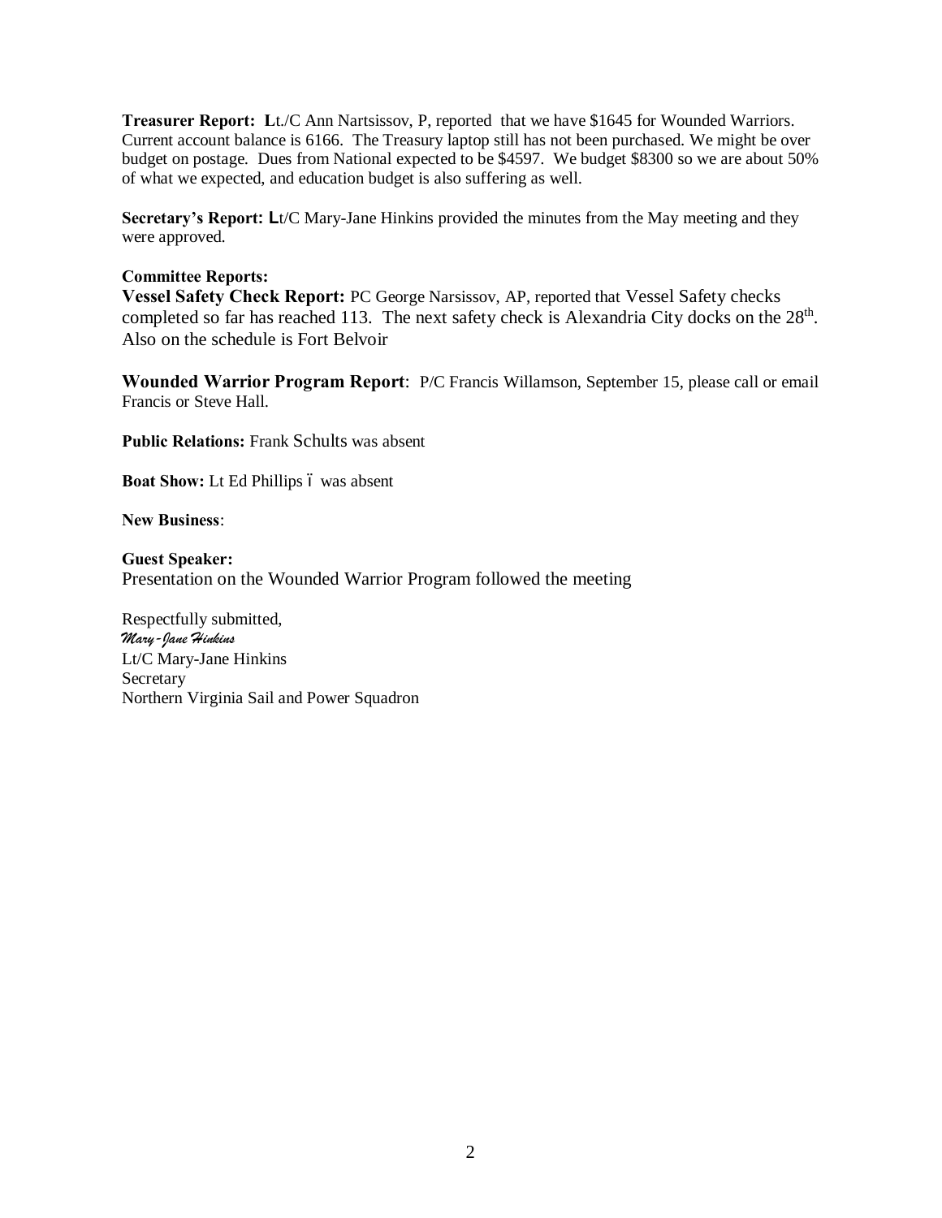**Treasurer Report:** **L**t./C Ann Nartsissov, P, reported that we have $1645 for Wounded Warriors. Current account balance is 6166. The Treasury laptop still has not been purchased. We might be over budget on postage. Dues from National expected to be $4597. We budget $8300 so we are about 50% of what we expected, and education budget is also suffering as well.

**Secretary's Report:** **L**t/C Mary-Jane Hinkins provided the minutes from the May meeting and they were approved.

**Committee Reports:**

**Vessel Safety Check Report:** PC George Narsissov, AP, reported that Vessel Safety checks completed so far has reached 113. The next safety check is Alexandria City docks on the 28th. Also on the schedule is Fort Belvoir

**Wounded Warrior Program Report**: P/C Francis Willamson, September 15, please call or email Francis or Steve Hall.

**Public Relations:** Frank Schults was absent

**Boat Show:** Lt Ed Phillips ó was absent

**New Business**:

**Guest Speaker:**

Presentation on the Wounded Warrior Program followed the meeting

Respectfully submitted,

*Mary-Jane Hinkins*

Lt/C Mary-Jane Hinkins

Secretary

Northern Virginia Sail and Power Squadron